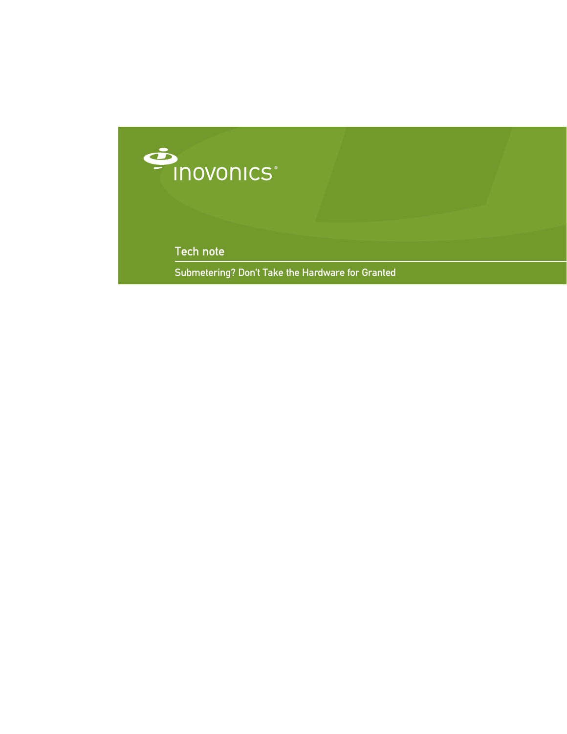inovonics®

Tech note

# Submetering? Don't Take the Hardware for Granted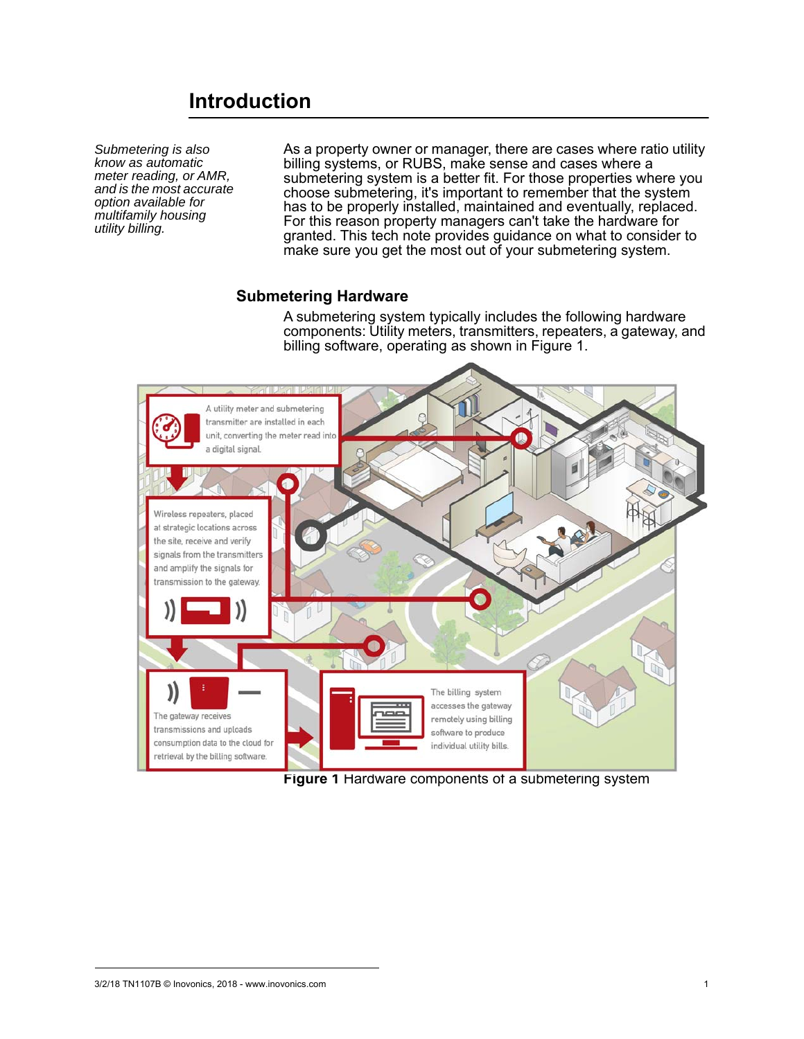# Introduction

*Submetering is also know as automatic meter reading, or AMR, and is the most accurate option available for multifamily housing utility billing.*

As a property owner or manager, there are cases where ratio utility billing systems, or RUBS, make sense and cases where a submetering system is a better fit. For those properties where you choose submetering, it's important to remember that the system has to be properly installed, maintained and eventually, replaced. For this reason property managers can't take the hardware for granted. This tech note provides guidance on what to consider to make sure you get the most out of your submetering system.

## Submetering Hardware

A submetering system typically includes the following hardware components: Utility meters, transmitters, repeaters, a gateway, and billing software, operating as shown in Figure 1.

A utility meter and submetering transmitter are installed in each unit, converting the meter read into a digital signal.

Wireless repeaters, placed at strategic locations across the site, receive and verify signals from the transmitters and amplify the signals for transmission to the gateway.

The gateway receives transmissions and uploads consumption data to the cloud for retrieval by the billing software.

The billing system accesses the gateway remotely using billing software to produce individual utility bills.

**Figure 1** Hardware components of a submetering system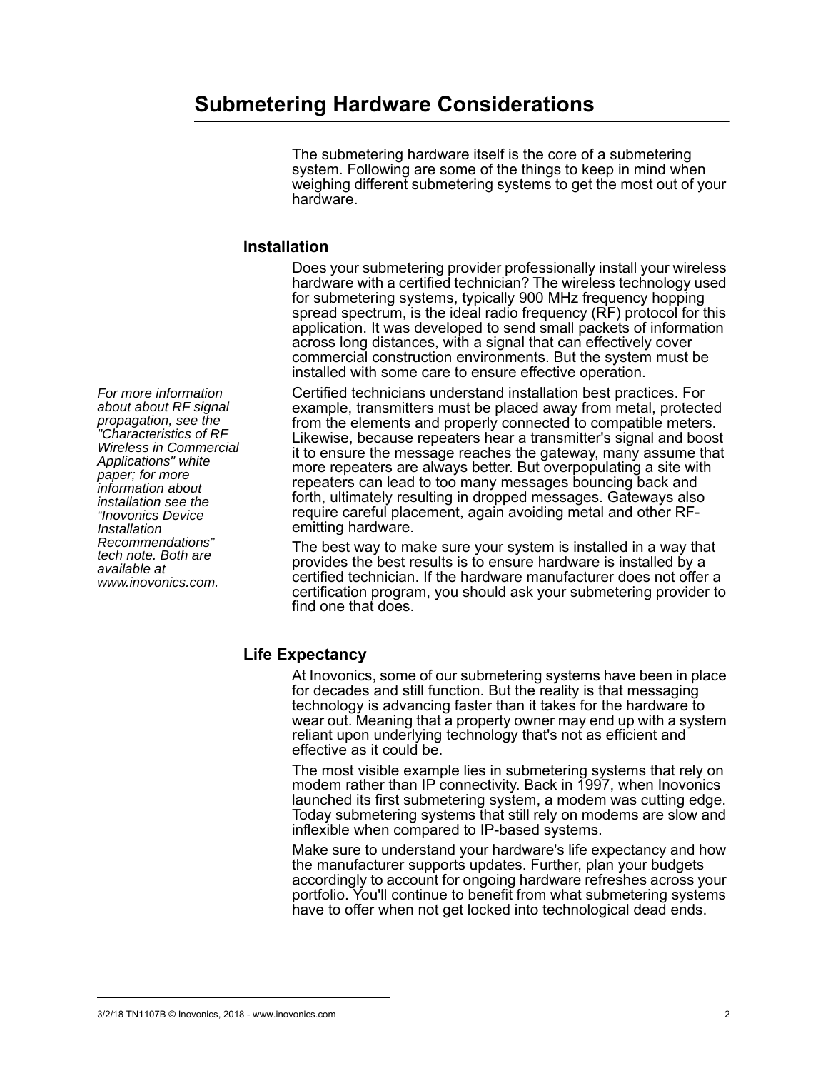# Submetering Hardware Considerations

The submetering hardware itself is the core of a submetering system. Following are some of the things to keep in mind when weighing different submetering systems to get the most out of your hardware.

## Installation

Does your submetering provider professionally install your wireless hardware with a certified technician? The wireless technology used for submetering systems, typically 900 MHz frequency hopping spread spectrum, is the ideal radio frequency (RF) protocol for this application. It was developed to send small packets of information across long distances, with a signal that can effectively cover commercial construction environments. But the system must be installed with some care to ensure effective operation.

*For more information about about RF signal propagation, see the "Characteristics of RF Wireless in Commercial Applications" white paper; for more information about installation see the "Inovonics Device Installation Recommendations" tech note. Both are available at www.inovonics.com.*

Certified technicians understand installation best practices. For example, transmitters must be placed away from metal, protected from the elements and properly connected to compatible meters. Likewise, because repeaters hear a transmitter's signal and boost it to ensure the message reaches the gateway, many assume that more repeaters are always better. But overpopulating a site with repeaters can lead to too many messages bouncing back and forth, ultimately resulting in dropped messages. Gateways also require careful placement, again avoiding metal and other RF-emitting hardware.

The best way to make sure your system is installed in a way that provides the best results is to ensure hardware is installed by a certified technician. If the hardware manufacturer does not offer a certification program, you should ask your submetering provider to find one that does.

## Life Expectancy

At Inovonics, some of our submetering systems have been in place for decades and still function. But the reality is that messaging technology is advancing faster than it takes for the hardware to wear out. Meaning that a property owner may end up with a system reliant upon underlying technology that's not as efficient and effective as it could be.

The most visible example lies in submetering systems that rely on modem rather than IP connectivity. Back in 1997, when Inovonics launched its first submetering system, a modem was cutting edge. Today submetering systems that still rely on modems are slow and inflexible when compared to IP-based systems.

Make sure to understand your hardware's life expectancy and how the manufacturer supports updates. Further, plan your budgets accordingly to account for ongoing hardware refreshes across your portfolio. You'll continue to benefit from what submetering systems have to offer when not get locked into technological dead ends.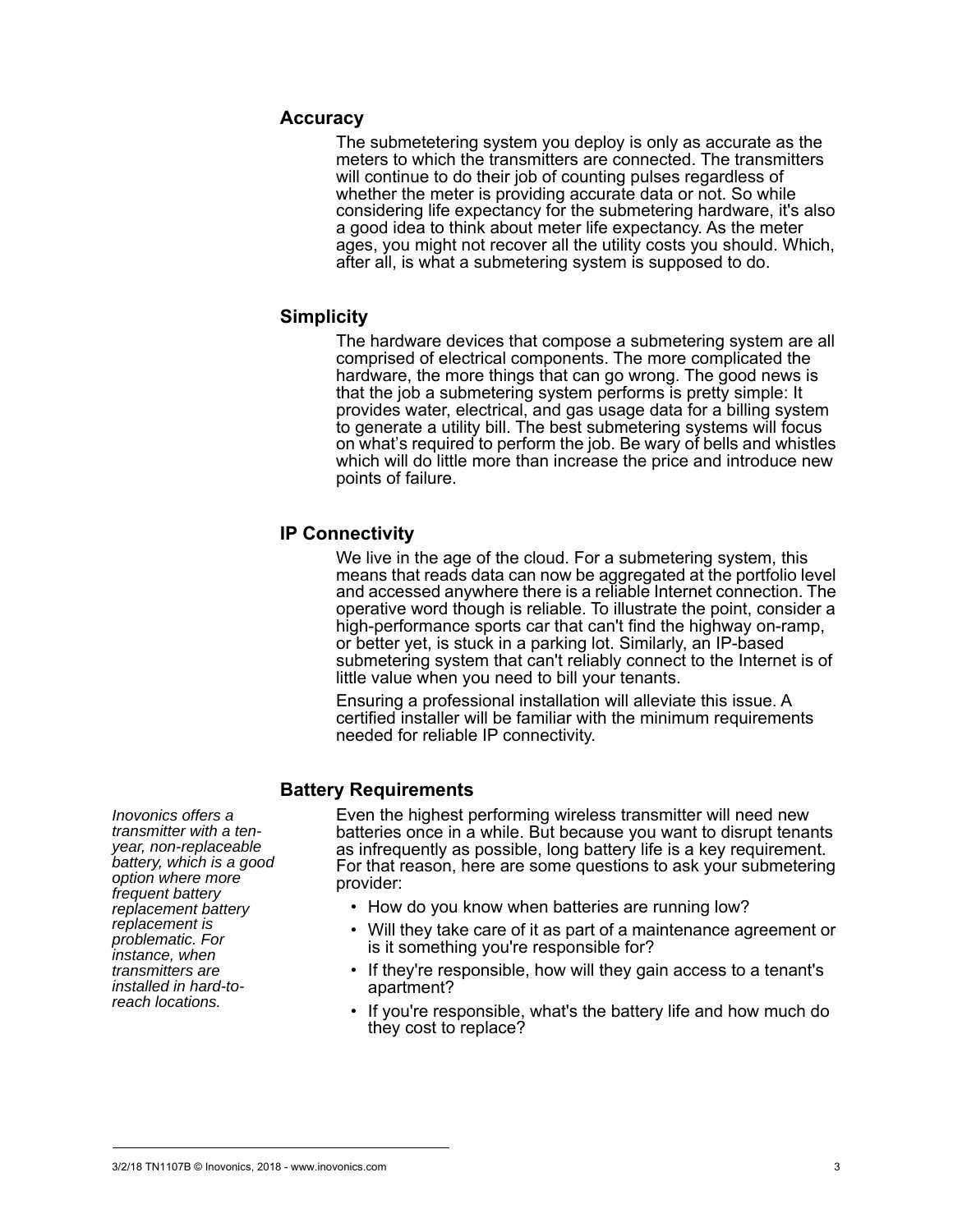## Accuracy

The submetetering system you deploy is only as accurate as the meters to which the transmitters are connected. The transmitters will continue to do their job of counting pulses regardless of whether the meter is providing accurate data or not. So while considering life expectancy for the submetering hardware, it's also a good idea to think about meter life expectancy. As the meter ages, you might not recover all the utility costs you should. Which, after all, is what a submetering system is supposed to do.

## Simplicity

The hardware devices that compose a submetering system are all comprised of electrical components. The more complicated the hardware, the more things that can go wrong. The good news is that the job a submetering system performs is pretty simple: It provides water, electrical, and gas usage data for a billing system to generate a utility bill. The best submetering systems will focus on what's required to perform the job. Be wary of bells and whistles which will do little more than increase the price and introduce new points of failure.

## IP Connectivity

We live in the age of the cloud. For a submetering system, this means that reads data can now be aggregated at the portfolio level and accessed anywhere there is a reliable Internet connection. The operative word though is reliable. To illustrate the point, consider a high-performance sports car that can't find the highway on-ramp, or better yet, is stuck in a parking lot. Similarly, an IP-based submetering system that can't reliably connect to the Internet is of little value when you need to bill your tenants.

Ensuring a professional installation will alleviate this issue. A certified installer will be familiar with the minimum requirements needed for reliable IP connectivity.

## Battery Requirements

*Inovonics offers a transmitter with a ten-year, non-replaceable battery, which is a good option where more frequent battery replacement battery replacement is problematic. For instance, when transmitters are installed in hard-to-reach locations.*

Even the highest performing wireless transmitter will need new batteries once in a while. But because you want to disrupt tenants as infrequently as possible, long battery life is a key requirement. For that reason, here are some questions to ask your submetering provider:

- How do you know when batteries are running low?
- Will they take care of it as part of a maintenance agreement or is it something you're responsible for?
- If they're responsible, how will they gain access to a tenant's apartment?
- If you're responsible, what's the battery life and how much do they cost to replace?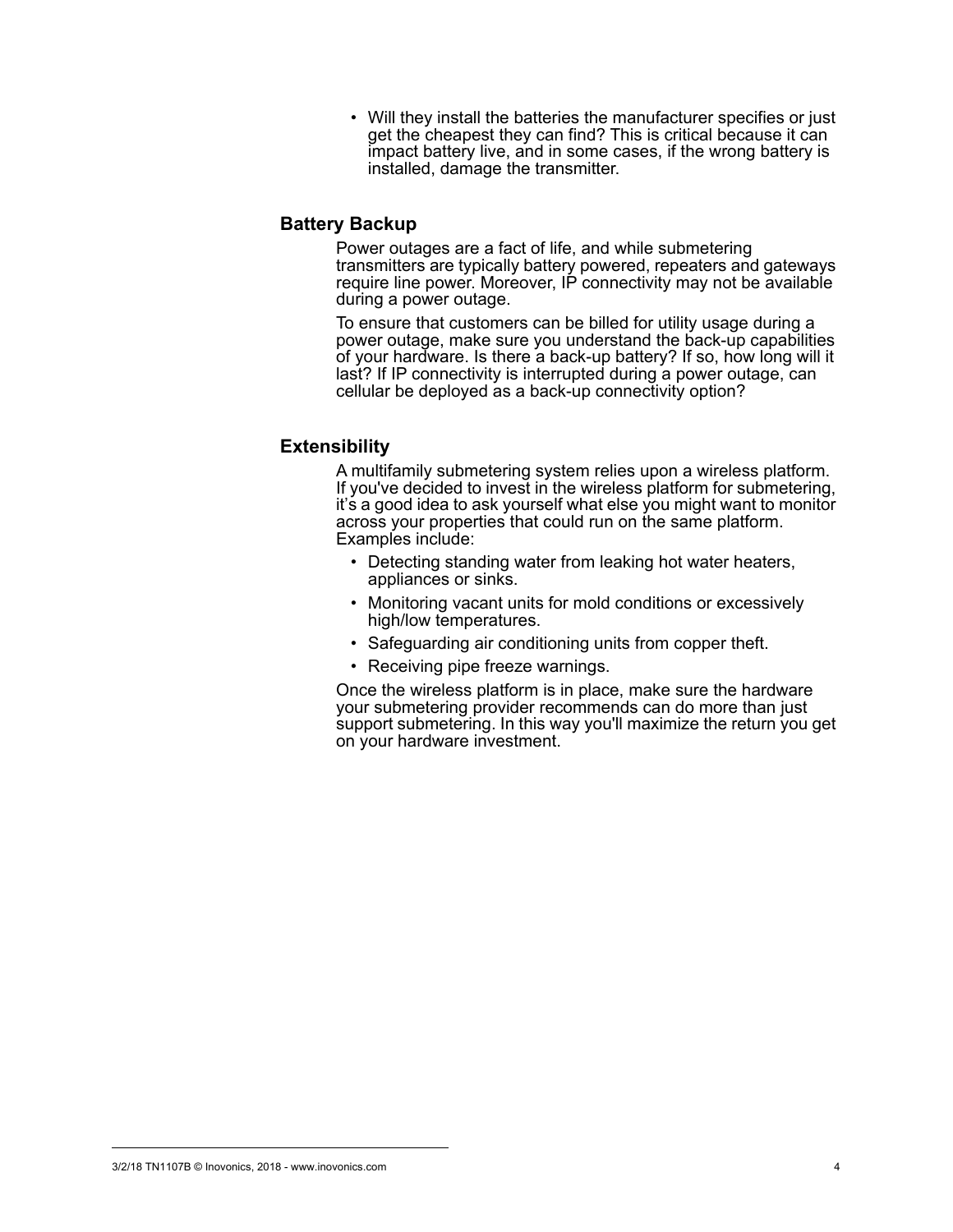- Will they install the batteries the manufacturer specifies or just get the cheapest they can find? This is critical because it can impact battery live, and in some cases, if the wrong battery is installed, damage the transmitter.

## Battery Backup

Power outages are a fact of life, and while submetering transmitters are typically battery powered, repeaters and gateways require line power. Moreover, IP connectivity may not be available during a power outage.

To ensure that customers can be billed for utility usage during a power outage, make sure you understand the back-up capabilities of your hardware. Is there a back-up battery? If so, how long will it last? If IP connectivity is interrupted during a power outage, can cellular be deployed as a back-up connectivity option?

## Extensibility

A multifamily submetering system relies upon a wireless platform. If you've decided to invest in the wireless platform for submetering, it's a good idea to ask yourself what else you might want to monitor across your properties that could run on the same platform. Examples include:

- Detecting standing water from leaking hot water heaters, appliances or sinks.
- Monitoring vacant units for mold conditions or excessively high/low temperatures.
- Safeguarding air conditioning units from copper theft.
- Receiving pipe freeze warnings.

Once the wireless platform is in place, make sure the hardware your submetering provider recommends can do more than just support submetering. In this way you'll maximize the return you get on your hardware investment.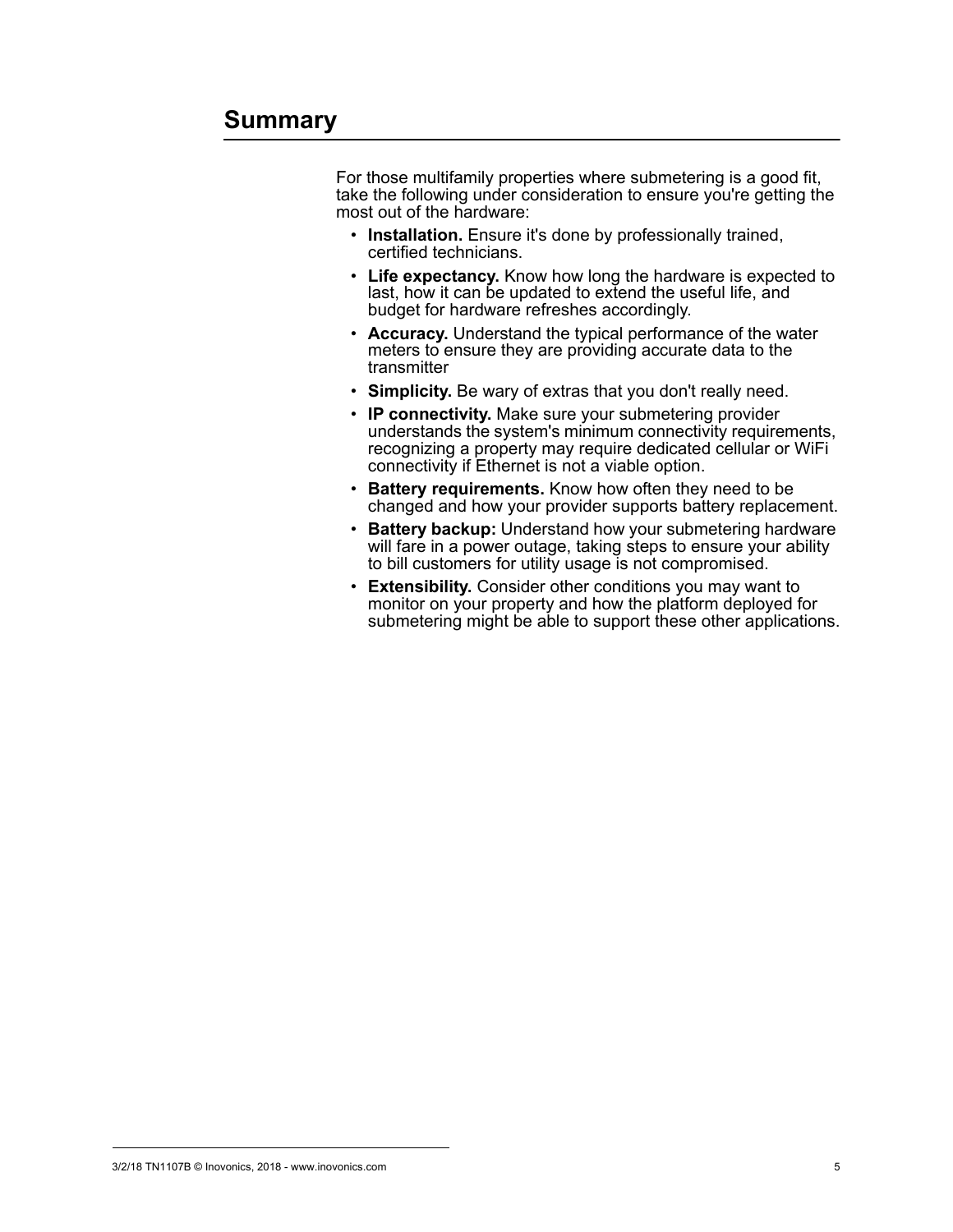## Summary

For those multifamily properties where submetering is a good fit, take the following under consideration to ensure you're getting the most out of the hardware:

- **Installation.** Ensure it's done by professionally trained, certified technicians.
- **Life expectancy.** Know how long the hardware is expected to last, how it can be updated to extend the useful life, and budget for hardware refreshes accordingly.
- **Accuracy.** Understand the typical performance of the water meters to ensure they are providing accurate data to the transmitter
- **Simplicity.** Be wary of extras that you don't really need.
- **IP connectivity.** Make sure your submetering provider understands the system's minimum connectivity requirements, recognizing a property may require dedicated cellular or WiFi connectivity if Ethernet is not a viable option.
- **Battery requirements.** Know how often they need to be changed and how your provider supports battery replacement.
- **Battery backup:** Understand how your submetering hardware will fare in a power outage, taking steps to ensure your ability to bill customers for utility usage is not compromised.
- **Extensibility.** Consider other conditions you may want to monitor on your property and how the platform deployed for submetering might be able to support these other applications.